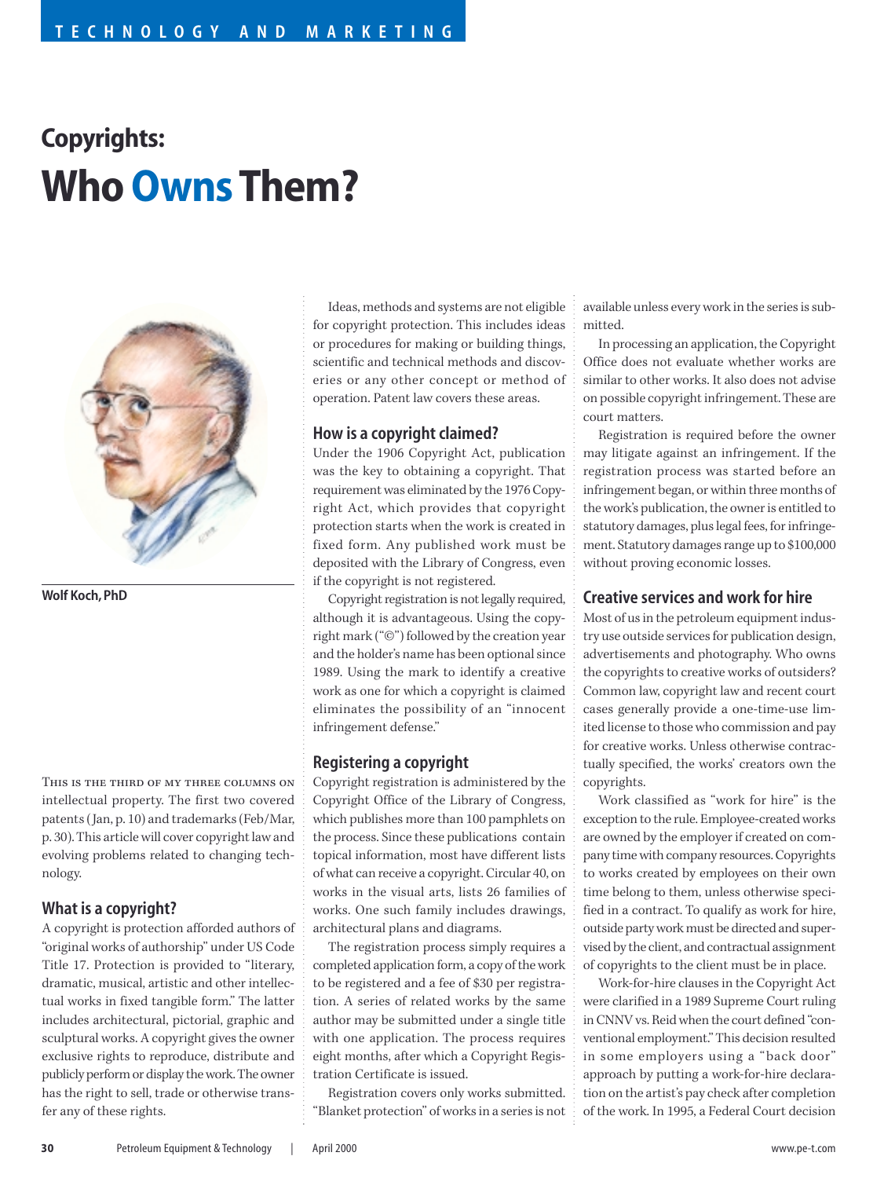# Copyrights:

# Who Owns Them?

**Wolf Koch, PhD**

THIS IS THE THIRD OF MY THREE COLUMNS ON intellectual property. The first two covered patents (Jan, p. 10) and trademarks (Feb/Mar, p. 30). This article will cover copyright law and evolving problems related to changing technology.

## What is a copyright?

A copyright is protection afforded authors of "original works of authorship" under US Code Title 17. Protection is provided to "literary, dramatic, musical, artistic and other intellectual works in fixed tangible form." The latter includes architectural, pictorial, graphic and sculptural works. A copyright gives the owner exclusive rights to reproduce, distribute and publicly perform or display the work. The owner has the right to sell, trade or otherwise transfer any of these rights.

Ideas, methods and systems are not eligible for copyright protection. This includes ideas or procedures for making or building things, scientific and technical methods and discoveries or any other concept or method of operation. Patent law covers these areas.

## How is a copyright claimed?

Under the 1906 Copyright Act, publication was the key to obtaining a copyright. That requirement was eliminated by the 1976 Copyright Act, which provides that copyright protection starts when the work is created in fixed form. Any published work must be deposited with the Library of Congress, even if the copyright is not registered.

Copyright registration is not legally required, although it is advantageous. Using the copyright mark ("©") followed by the creation year and the holder's name has been optional since 1989. Using the mark to identify a creative work as one for which a copyright is claimed eliminates the possibility of an "innocent infringement defense."

## Registering a copyright

Copyright registration is administered by the Copyright Office of the Library of Congress, which publishes more than 100 pamphlets on the process. Since these publications contain topical information, most have different lists of what can receive a copyright. Circular 40, on works in the visual arts, lists 26 families of works. One such family includes drawings, architectural plans and diagrams.

The registration process simply requires a completed application form, a copy of the work to be registered and a fee of $30 per registration. A series of related works by the same author may be submitted under a single title with one application. The process requires eight months, after which a Copyright Registration Certificate is issued.

Registration covers only works submitted. "Blanket protection" of works in a series is not available unless every work in the series is submitted.

In processing an application, the Copyright Office does not evaluate whether works are similar to other works. It also does not advise on possible copyright infringement. These are court matters.

Registration is required before the owner may litigate against an infringement. If the registration process was started before an infringement began, or within three months of the work's publication, the owner is entitled to statutory damages, plus legal fees, for infringement. Statutory damages range up to $100,000 without proving economic losses.

## Creative services and work for hire

Most of us in the petroleum equipment industry use outside services for publication design, advertisements and photography. Who owns the copyrights to creative works of outsiders? Common law, copyright law and recent court cases generally provide a one-time-use limited license to those who commission and pay for creative works. Unless otherwise contractually specified, the works' creators own the copyrights.

Work classified as "work for hire" is the exception to the rule. Employee-created works are owned by the employer if created on company time with company resources. Copyrights to works created by employees on their own time belong to them, unless otherwise specified in a contract. To qualify as work for hire, outside party work must be directed and supervised by the client, and contractual assignment of copyrights to the client must be in place.

Work-for-hire clauses in the Copyright Act were clarified in a 1989 Supreme Court ruling in CNNV vs. Reid when the court defined "conventional employment." This decision resulted in some employers using a "back door" approach by putting a work-for-hire declaration on the artist's pay check after completion of the work. In 1995, a Federal Court decision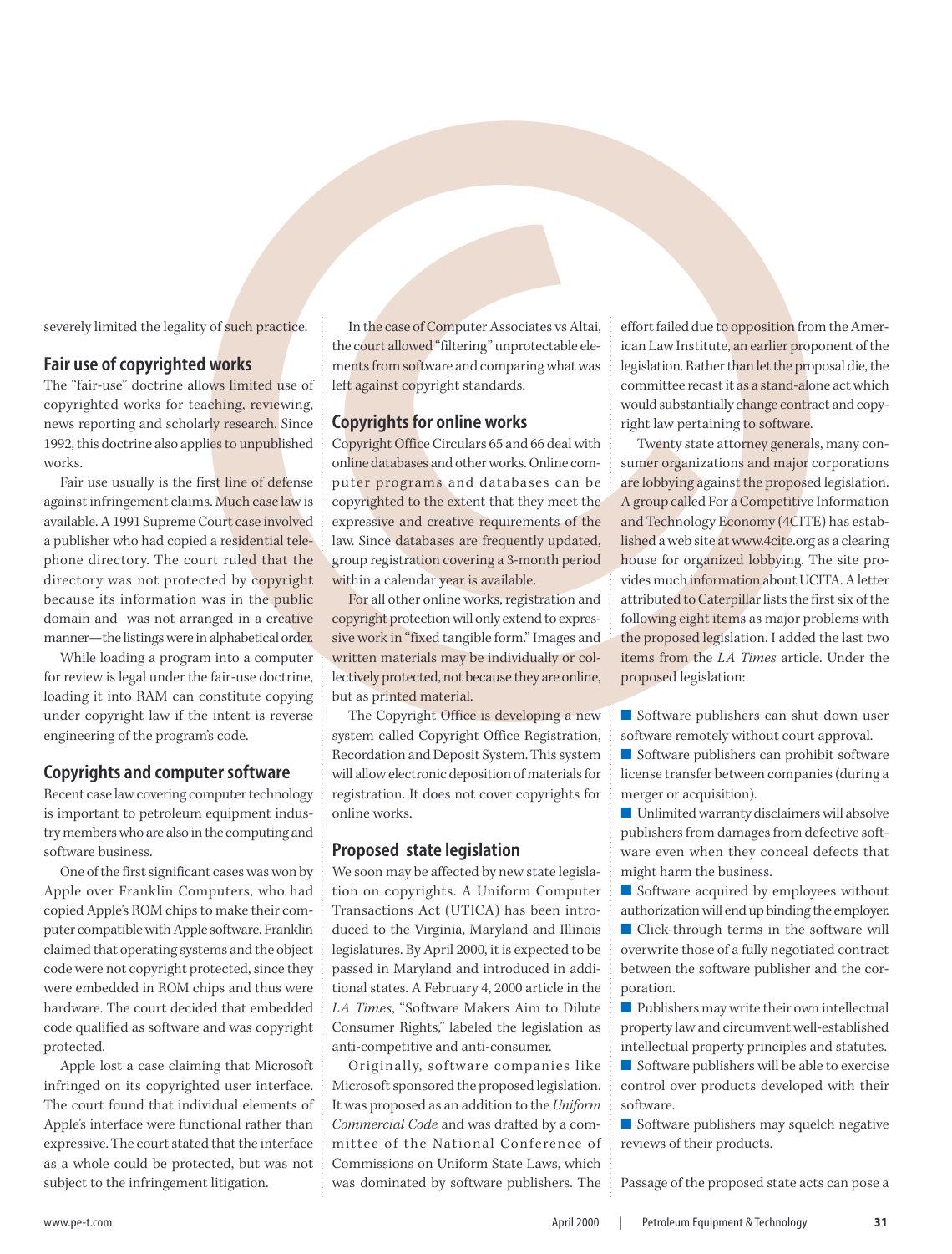severely limited the legality of such practice.

## Fair use of copyrighted works

The "fair-use" doctrine allows limited use of copyrighted works for teaching, reviewing, news reporting and scholarly research. Since 1992, this doctrine also applies to unpublished works.

Fair use usually is the first line of defense against infringement claims. Much case law is available. A 1991 Supreme Court case involved a publisher who had copied a residential telephone directory. The court ruled that the directory was not protected by copyright because its information was in the public domain and was not arranged in a creative manner—the listings were in alphabetical order.

While loading a program into a computer for review is legal under the fair-use doctrine, loading it into RAM can constitute copying under copyright law if the intent is reverse engineering of the program's code.

## Copyrights and computer software

Recent case law covering computer technology is important to petroleum equipment industry members who are also in the computing and software business.

One of the first significant cases was won by Apple over Franklin Computers, who had copied Apple's ROM chips to make their computer compatible with Apple software. Franklin claimed that operating systems and the object code were not copyright protected, since they were embedded in ROM chips and thus were hardware. The court decided that embedded code qualified as software and was copyright protected.

Apple lost a case claiming that Microsoft infringed on its copyrighted user interface. The court found that individual elements of Apple's interface were functional rather than expressive. The court stated that the interface as a whole could be protected, but was not subject to the infringement litigation.

In the case of Computer Associates vs Altai, the court allowed "filtering" unprotectable elements from software and comparing what was left against copyright standards.

## Copyrights for online works

Copyright Office Circulars 65 and 66 deal with online databases and other works. Online computer programs and databases can be copyrighted to the extent that they meet the expressive and creative requirements of the law. Since databases are frequently updated, group registration covering a 3-month period within a calendar year is available.

For all other online works, registration and copyright protection will only extend to expressive work in "fixed tangible form." Images and written materials may be individually or collectively protected, not because they are online, but as printed material.

The Copyright Office is developing a new system called Copyright Office Registration, Recordation and Deposit System. This system will allow electronic deposition of materials for registration. It does not cover copyrights for online works.

## Proposed state legislation

We soon may be affected by new state legislation on copyrights. A Uniform Computer Transactions Act (UTICA) has been introduced to the Virginia, Maryland and Illinois legislatures. By April 2000, it is expected to be passed in Maryland and introduced in additional states. A February 4, 2000 article in the *LA Times*, "Software Makers Aim to Dilute Consumer Rights," labeled the legislation as anti-competitive and anti-consumer.

Originally, software companies like Microsoft sponsored the proposed legislation. It was proposed as an addition to the *Uniform Commercial Code* and was drafted by a committee of the National Conference of Commissions on Uniform State Laws, which was dominated by software publishers. The effort failed due to opposition from the American Law Institute, an earlier proponent of the legislation. Rather than let the proposal die, the committee recast it as a stand-alone act which would substantially change contract and copyright law pertaining to software.

Twenty state attorney generals, many consumer organizations and major corporations are lobbying against the proposed legislation. A group called For a Competitive Information and Technology Economy (4CITE) has established a web site at www.4cite.org as a clearing house for organized lobbying. The site provides much information about UCITA. A letter attributed to Caterpillar lists the first six of the following eight items as major problems with the proposed legislation. I added the last two items from the *LA Times* article. Under the proposed legislation:

- Software publishers can shut down user software remotely without court approval.
- Software publishers can prohibit software license transfer between companies (during a merger or acquisition).
- Unlimited warranty disclaimers will absolve publishers from damages from defective software even when they conceal defects that might harm the business.
- Software acquired by employees without authorization will end up binding the employer.
- Click-through terms in the software will overwrite those of a fully negotiated contract between the software publisher and the corporation.
- Publishers may write their own intellectual property law and circumvent well-established intellectual property principles and statutes.
- Software publishers will be able to exercise control over products developed with their software.
- Software publishers may squelch negative reviews of their products.

Passage of the proposed state acts can pose a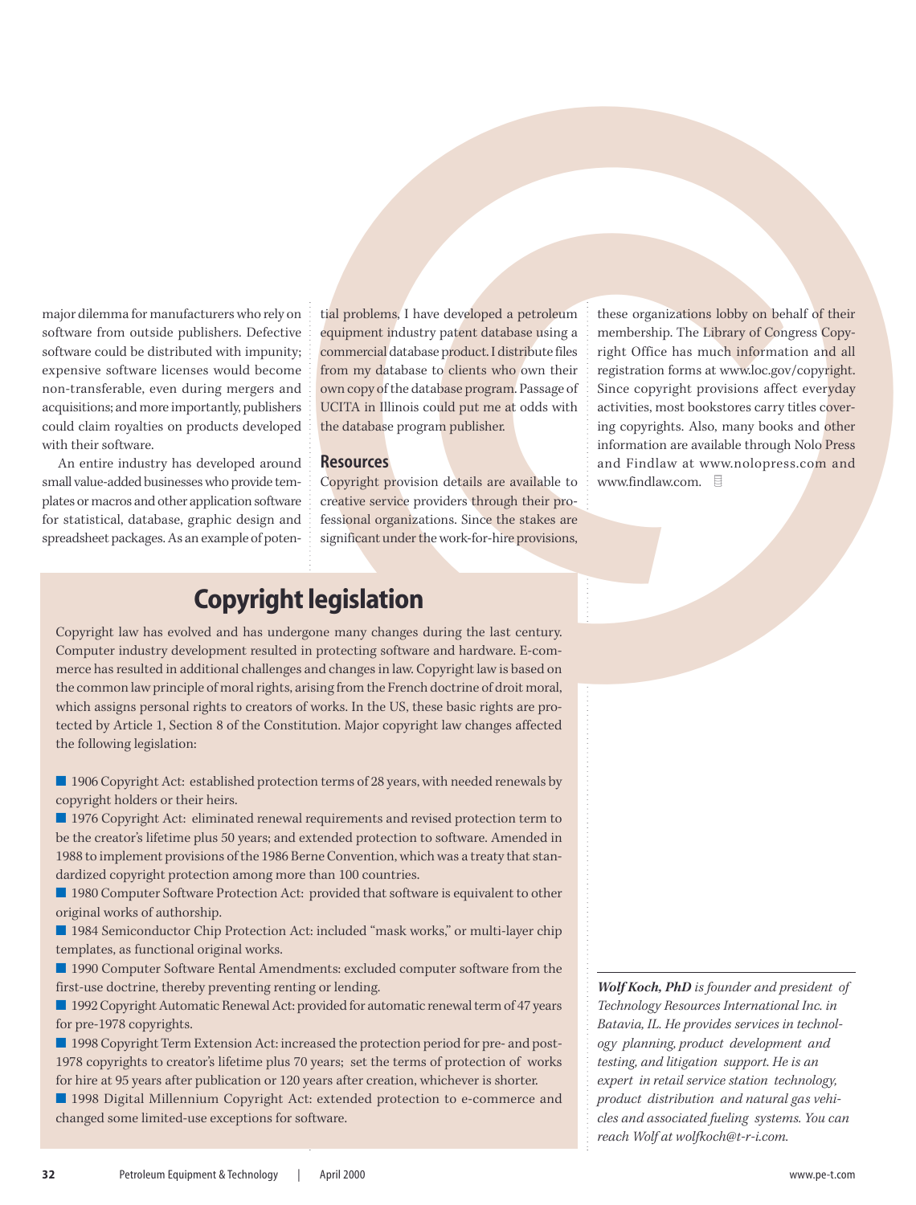major dilemma for manufacturers who rely on software from outside publishers. Defective software could be distributed with impunity; expensive software licenses would become non-transferable, even during mergers and acquisitions; and more importantly, publishers could claim royalties on products developed with their software.

An entire industry has developed around small value-added businesses who provide templates or macros and other application software for statistical, database, graphic design and spreadsheet packages. As an example of potential problems, I have developed a petroleum equipment industry patent database using a commercial database product. I distribute files from my database to clients who own their own copy of the database program. Passage of UCITA in Illinois could put me at odds with the database program publisher.

## Resources

Copyright provision details are available to creative service providers through their professional organizations. Since the stakes are significant under the work-for-hire provisions, these organizations lobby on behalf of their membership. The Library of Congress Copyright Office has much information and all registration forms at www.loc.gov/copyright. Since copyright provisions affect everyday activities, most bookstores carry titles covering copyrights. Also, many books and other information are available through Nolo Press and Findlaw at www.nolopress.com and www.findlaw.com.

## Copyright legislation

Copyright law has evolved and has undergone many changes during the last century. Computer industry development resulted in protecting software and hardware. E-commerce has resulted in additional challenges and changes in law. Copyright law is based on the common law principle of moral rights, arising from the French doctrine of droit moral, which assigns personal rights to creators of works. In the US, these basic rights are protected by Article 1, Section 8 of the Constitution. Major copyright law changes affected the following legislation:

- 1906 Copyright Act: established protection terms of 28 years, with needed renewals by copyright holders or their heirs.
- 1976 Copyright Act: eliminated renewal requirements and revised protection term to be the creator's lifetime plus 50 years; and extended protection to software. Amended in 1988 to implement provisions of the 1986 Berne Convention, which was a treaty that standardized copyright protection among more than 100 countries.
- 1980 Computer Software Protection Act: provided that software is equivalent to other original works of authorship.
- 1984 Semiconductor Chip Protection Act: included "mask works," or multi-layer chip templates, as functional original works.
- 1990 Computer Software Rental Amendments: excluded computer software from the first-use doctrine, thereby preventing renting or lending.
- 1992 Copyright Automatic Renewal Act: provided for automatic renewal term of 47 years for pre-1978 copyrights.
- 1998 Copyright Term Extension Act: increased the protection period for pre- and post-1978 copyrights to creator's lifetime plus 70 years; set the terms of protection of works for hire at 95 years after publication or 120 years after creation, whichever is shorter.
- 1998 Digital Millennium Copyright Act: extended protection to e-commerce and changed some limited-use exceptions for software.

***Wolf Koch, PhD** is founder and president of Technology Resources International Inc. in Batavia, IL. He provides services in technology planning, product development and testing, and litigation support. He is an expert in retail service station technology, product distribution and natural gas vehicles and associated fueling systems. You can reach Wolf at wolfkoch@t-r-i.com.*